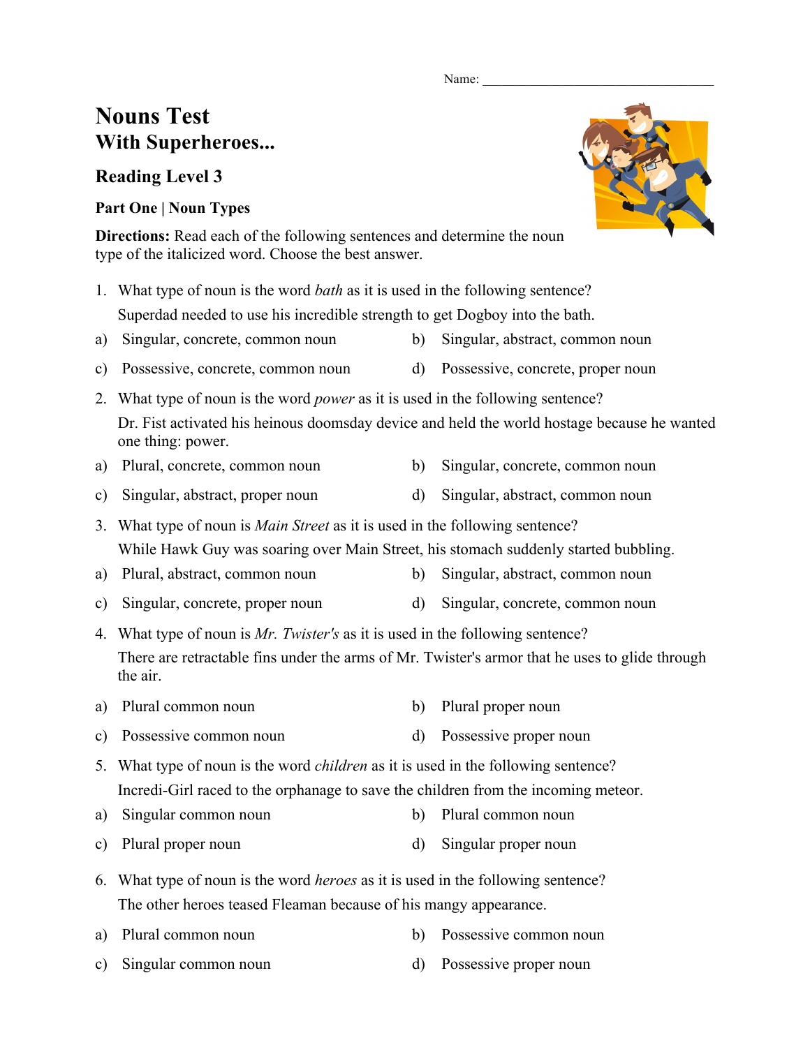Name: ___________________________________

# Nouns Test
## With Superheroes...

### Reading Level 3

**Part One | Noun Types**

**Directions:** Read each of the following sentences and determine the noun type of the italicized word. Choose the best answer.

1. What type of noun is the word *bath* as it is used in the following sentence?

   Superdad needed to use his incredible strength to get Dogboy into the bath.

a) Singular, concrete, common noun
b) Singular, abstract, common noun
c) Possessive, concrete, common noun
d) Possessive, concrete, proper noun

2. What type of noun is the word *power* as it is used in the following sentence?

   Dr. Fist activated his heinous doomsday device and held the world hostage because he wanted one thing: power.

a) Plural, concrete, common noun
b) Singular, concrete, common noun
c) Singular, abstract, proper noun
d) Singular, abstract, common noun

3. What type of noun is *Main Street* as it is used in the following sentence?

   While Hawk Guy was soaring over Main Street, his stomach suddenly started bubbling.

a) Plural, abstract, common noun
b) Singular, abstract, common noun
c) Singular, concrete, proper noun
d) Singular, concrete, common noun

4. What type of noun is *Mr. Twister's* as it is used in the following sentence?

   There are retractable fins under the arms of Mr. Twister's armor that he uses to glide through the air.

a) Plural common noun
b) Plural proper noun
c) Possessive common noun
d) Possessive proper noun

5. What type of noun is the word *children* as it is used in the following sentence?

   Incredi-Girl raced to the orphanage to save the children from the incoming meteor.

a) Singular common noun
b) Plural common noun
c) Plural proper noun
d) Singular proper noun

6. What type of noun is the word *heroes* as it is used in the following sentence?

   The other heroes teased Fleaman because of his mangy appearance.

a) Plural common noun
b) Possessive common noun
c) Singular common noun
d) Possessive proper noun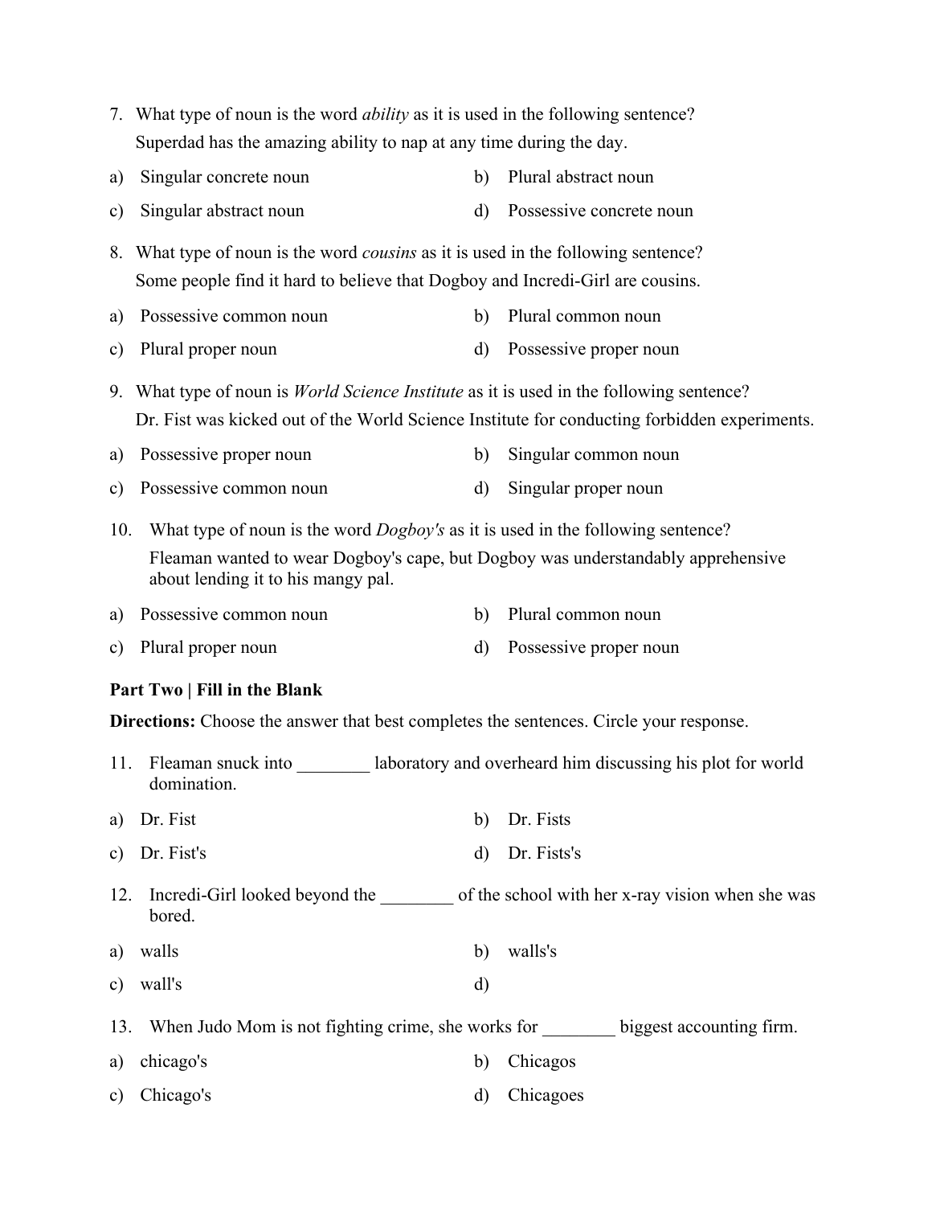7. What type of noun is the word *ability* as it is used in the following sentence?
   Superdad has the amazing ability to nap at any time during the day.

a) Singular concrete noun
b) Plural abstract noun
c) Singular abstract noun
d) Possessive concrete noun

8. What type of noun is the word *cousins* as it is used in the following sentence?
   Some people find it hard to believe that Dogboy and Incredi-Girl are cousins.

a) Possessive common noun
b) Plural common noun
c) Plural proper noun
d) Possessive proper noun

9. What type of noun is *World Science Institute* as it is used in the following sentence?
   Dr. Fist was kicked out of the World Science Institute for conducting forbidden experiments.

a) Possessive proper noun
b) Singular common noun
c) Possessive common noun
d) Singular proper noun

10. What type of noun is the word *Dogboy's* as it is used in the following sentence?
    Fleaman wanted to wear Dogboy's cape, but Dogboy was understandably apprehensive about lending it to his mangy pal.

a) Possessive common noun
b) Plural common noun
c) Plural proper noun
d) Possessive proper noun

**Part Two | Fill in the Blank**

**Directions:** Choose the answer that best completes the sentences. Circle your response.

11. Fleaman snuck into ________ laboratory and overheard him discussing his plot for world domination.

a) Dr. Fist
b) Dr. Fists
c) Dr. Fist's
d) Dr. Fists's

12. Incredi-Girl looked beyond the ________ of the school with her x-ray vision when she was bored.

a) walls
b) walls's
c) wall's
d)

13. When Judo Mom is not fighting crime, she works for ________ biggest accounting firm.

a) chicago's
b) Chicagos
c) Chicago's
d) Chicagoes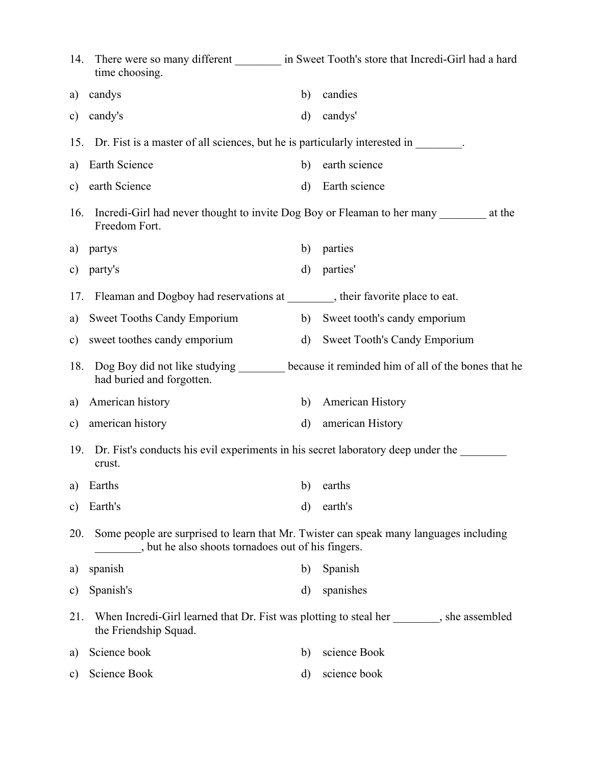14. There were so many different ________ in Sweet Tooth's store that Incredi-Girl had a hard time choosing.

a) candys
b) candies
c) candy's
d) candys'

15. Dr. Fist is a master of all sciences, but he is particularly interested in ________.

a) Earth Science
b) earth science
c) earth Science
d) Earth science

16. Incredi-Girl had never thought to invite Dog Boy or Fleaman to her many ________ at the Freedom Fort.

a) partys
b) parties
c) party's
d) parties'

17. Fleaman and Dogboy had reservations at ________, their favorite place to eat.

a) Sweet Tooths Candy Emporium
b) Sweet tooth's candy emporium
c) sweet toothes candy emporium
d) Sweet Tooth's Candy Emporium

18. Dog Boy did not like studying ________ because it reminded him of all of the bones that he had buried and forgotten.

a) American history
b) American History
c) american history
d) american History

19. Dr. Fist's conducts his evil experiments in his secret laboratory deep under the ________ crust.

a) Earths
b) earths
c) Earth's
d) earth's

20. Some people are surprised to learn that Mr. Twister can speak many languages including ________, but he also shoots tornadoes out of his fingers.

a) spanish
b) Spanish
c) Spanish's
d) spanishes

21. When Incredi-Girl learned that Dr. Fist was plotting to steal her ________, she assembled the Friendship Squad.

a) Science book
b) science Book
c) Science Book
d) science book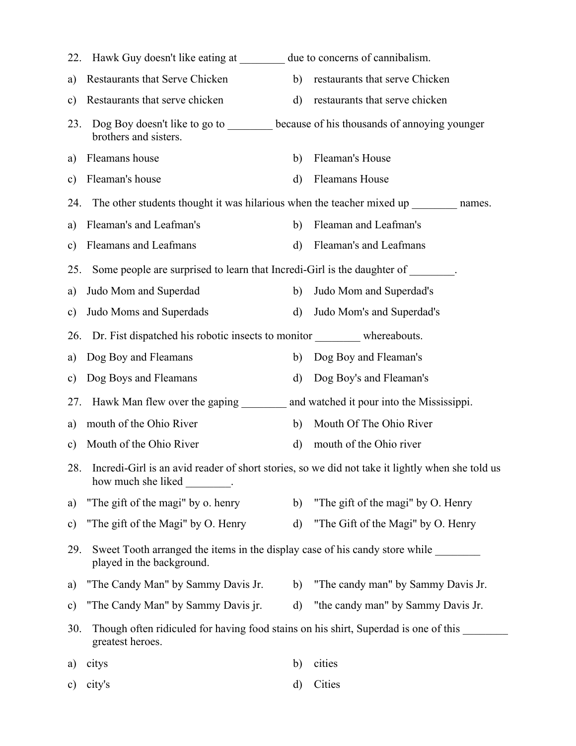22. Hawk Guy doesn't like eating at ________ due to concerns of cannibalism.

a) Restaurants that Serve Chicken
b) restaurants that serve Chicken
c) Restaurants that serve chicken
d) restaurants that serve chicken

23. Dog Boy doesn't like to go to ________ because of his thousands of annoying younger brothers and sisters.

a) Fleamans house
b) Fleaman's House
c) Fleaman's house
d) Fleamans House

24. The other students thought it was hilarious when the teacher mixed up ________ names.

a) Fleaman's and Leafman's
b) Fleaman and Leafman's
c) Fleamans and Leafmans
d) Fleaman's and Leafmans

25. Some people are surprised to learn that Incredi-Girl is the daughter of ________.

a) Judo Mom and Superdad
b) Judo Mom and Superdad's
c) Judo Moms and Superdads
d) Judo Mom's and Superdad's

26. Dr. Fist dispatched his robotic insects to monitor ________ whereabouts.

a) Dog Boy and Fleamans
b) Dog Boy and Fleaman's
c) Dog Boys and Fleamans
d) Dog Boy's and Fleaman's

27. Hawk Man flew over the gaping ________ and watched it pour into the Mississippi.

a) mouth of the Ohio River
b) Mouth Of The Ohio River
c) Mouth of the Ohio River
d) mouth of the Ohio river

28. Incredi-Girl is an avid reader of short stories, so we did not take it lightly when she told us how much she liked ________.

a) "The gift of the magi" by o. henry
b) "The gift of the magi" by O. Henry
c) "The gift of the Magi" by O. Henry
d) "The Gift of the Magi" by O. Henry

29. Sweet Tooth arranged the items in the display case of his candy store while ________ played in the background.

a) "The Candy Man" by Sammy Davis Jr.
b) "The candy man" by Sammy Davis Jr.
c) "The Candy Man" by Sammy Davis jr.
d) "the candy man" by Sammy Davis Jr.

30. Though often ridiculed for having food stains on his shirt, Superdad is one of this ________ greatest heroes.

a) citys
b) cities
c) city's
d) Cities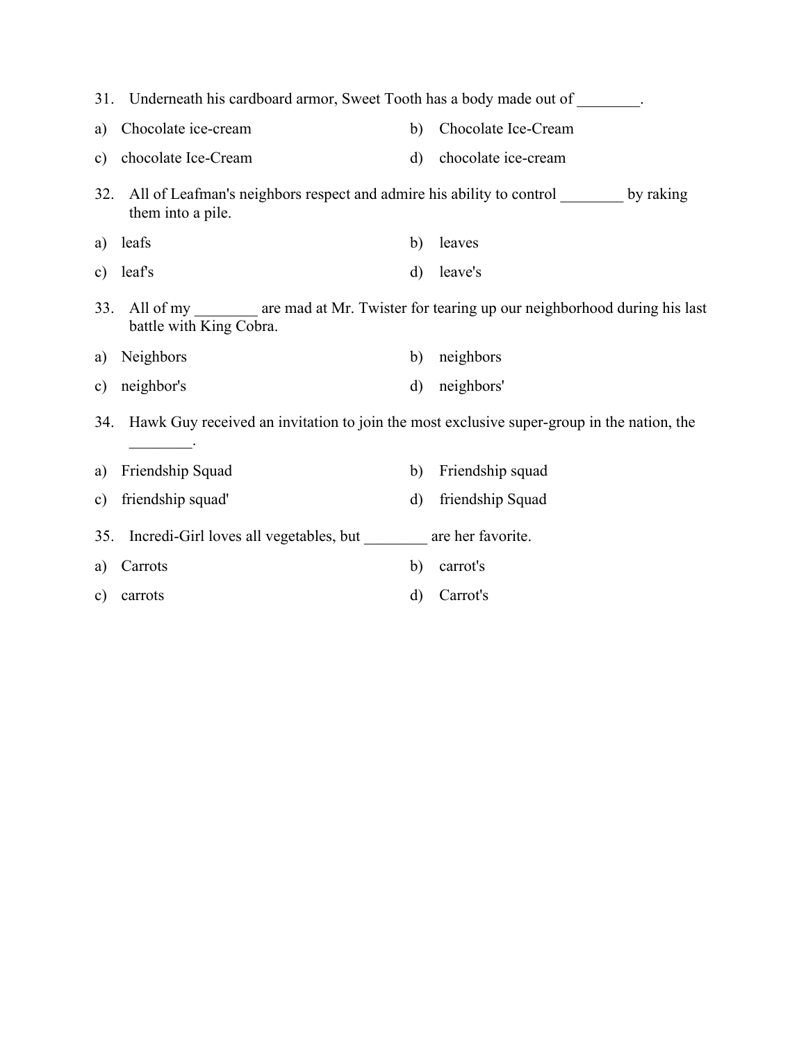31. Underneath his cardboard armor, Sweet Tooth has a body made out of ________.

a) Chocolate ice-cream
b) Chocolate Ice-Cream
c) chocolate Ice-Cream
d) chocolate ice-cream

32. All of Leafman's neighbors respect and admire his ability to control ________ by raking them into a pile.

a) leafs
b) leaves
c) leaf's
d) leave's

33. All of my ________ are mad at Mr. Twister for tearing up our neighborhood during his last battle with King Cobra.

a) Neighbors
b) neighbors
c) neighbor's
d) neighbors'

34. Hawk Guy received an invitation to join the most exclusive super-group in the nation, the ________.

a) Friendship Squad
b) Friendship squad
c) friendship squad'
d) friendship Squad

35. Incredi-Girl loves all vegetables, but ________ are her favorite.

a) Carrots
b) carrot's
c) carrots
d) Carrot's